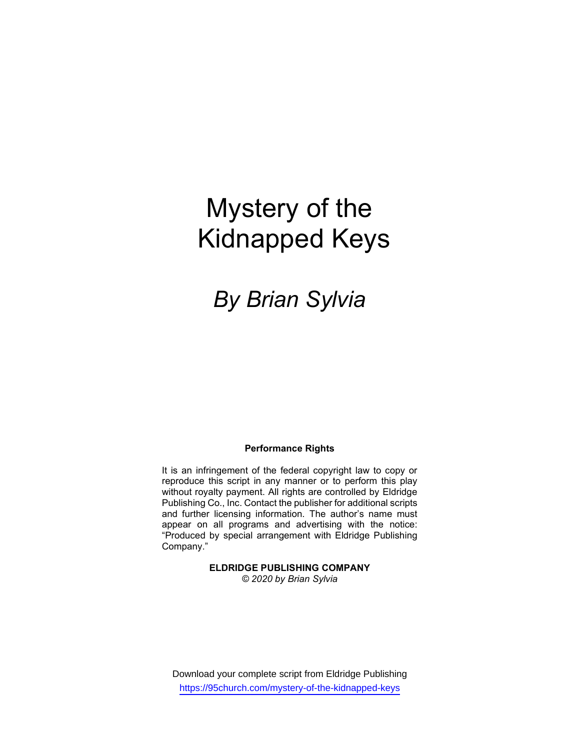# Mystery of the Kidnapped Keys

## *By Brian Sylvia*

**Performance Rights**

It is an infringement of the federal copyright law to copy or reproduce this script in any manner or to perform this play without royalty payment. All rights are controlled by Eldridge Publishing Co., Inc. Contact the publisher for additional scripts and further licensing information. The author's name must appear on all programs and advertising with the notice: "Produced by special arrangement with Eldridge Publishing Company."

**ELDRIDGE PUBLISHING COMPANY**
*© 2020 by Brian Sylvia*

Download your complete script from Eldridge Publishing
https://95church.com/mystery-of-the-kidnapped-keys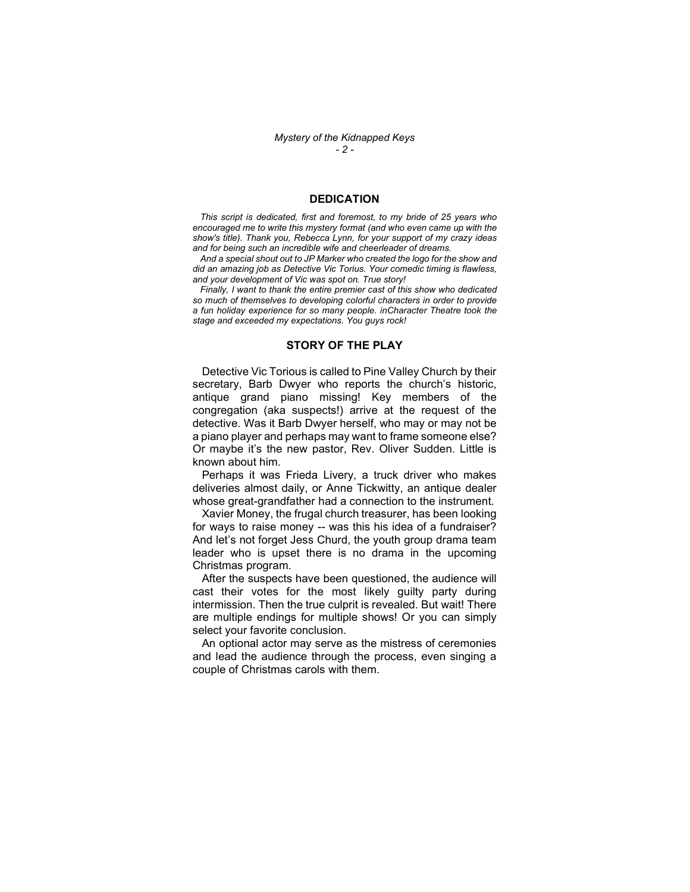## DEDICATION

*This script is dedicated, first and foremost, to my bride of 25 years who encouraged me to write this mystery format (and who even came up with the show's title). Thank you, Rebecca Lynn, for your support of my crazy ideas and for being such an incredible wife and cheerleader of dreams.*

*And a special shout out to JP Marker who created the logo for the show and did an amazing job as Detective Vic Torius. Your comedic timing is flawless, and your development of Vic was spot on. True story!*

*Finally, I want to thank the entire premier cast of this show who dedicated so much of themselves to developing colorful characters in order to provide a fun holiday experience for so many people. inCharacter Theatre took the stage and exceeded my expectations. You guys rock!*

## STORY OF THE PLAY

Detective Vic Torious is called to Pine Valley Church by their secretary, Barb Dwyer who reports the church's historic, antique grand piano missing! Key members of the congregation (aka suspects!) arrive at the request of the detective. Was it Barb Dwyer herself, who may or may not be a piano player and perhaps may want to frame someone else? Or maybe it's the new pastor, Rev. Oliver Sudden. Little is known about him.

Perhaps it was Frieda Livery, a truck driver who makes deliveries almost daily, or Anne Tickwitty, an antique dealer whose great-grandfather had a connection to the instrument.

Xavier Money, the frugal church treasurer, has been looking for ways to raise money -- was this his idea of a fundraiser? And let's not forget Jess Churd, the youth group drama team leader who is upset there is no drama in the upcoming Christmas program.

After the suspects have been questioned, the audience will cast their votes for the most likely guilty party during intermission. Then the true culprit is revealed. But wait! There are multiple endings for multiple shows! Or you can simply select your favorite conclusion.

An optional actor may serve as the mistress of ceremonies and lead the audience through the process, even singing a couple of Christmas carols with them.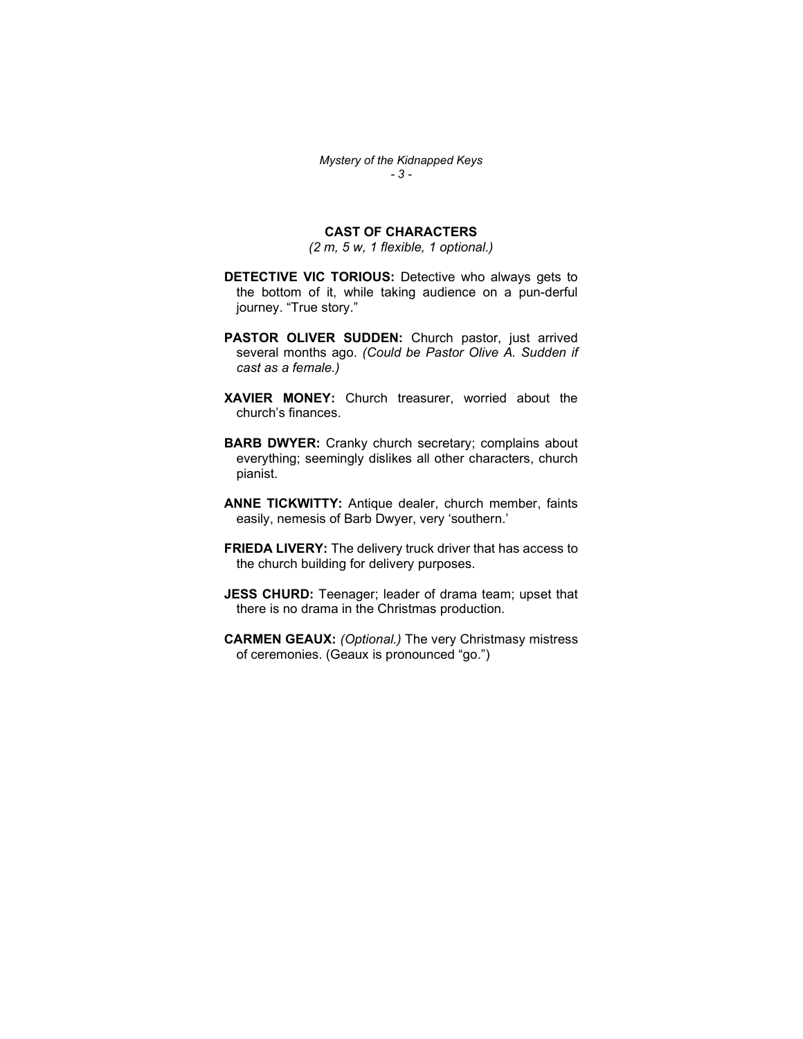## CAST OF CHARACTERS

*(2 m, 5 w, 1 flexible, 1 optional.)*

**DETECTIVE VIC TORIOUS:** Detective who always gets to the bottom of it, while taking audience on a pun-derful journey. "True story."

**PASTOR OLIVER SUDDEN:** Church pastor, just arrived several months ago. *(Could be Pastor Olive A. Sudden if cast as a female.)*

**XAVIER MONEY:** Church treasurer, worried about the church's finances.

**BARB DWYER:** Cranky church secretary; complains about everything; seemingly dislikes all other characters, church pianist.

**ANNE TICKWITTY:** Antique dealer, church member, faints easily, nemesis of Barb Dwyer, very 'southern.'

**FRIEDA LIVERY:** The delivery truck driver that has access to the church building for delivery purposes.

**JESS CHURD:** Teenager; leader of drama team; upset that there is no drama in the Christmas production.

**CARMEN GEAUX:** *(Optional.)* The very Christmasy mistress of ceremonies. (Geaux is pronounced "go.")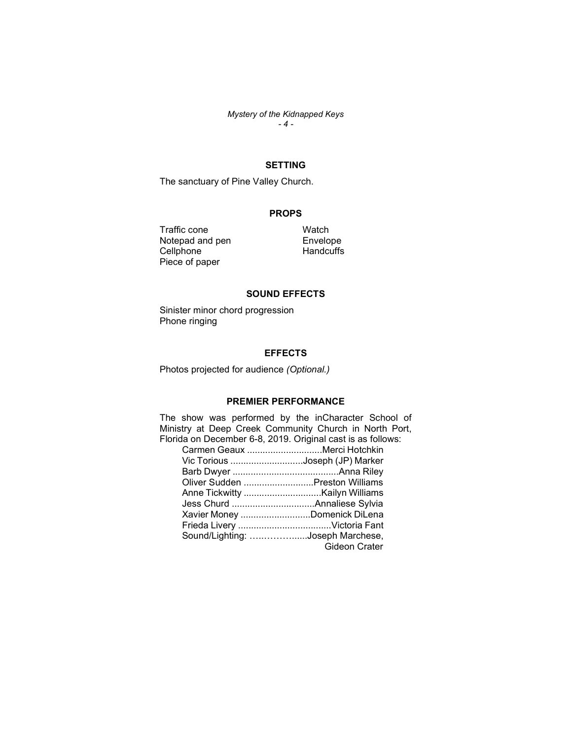## SETTING

The sanctuary of Pine Valley Church.

## PROPS

- Traffic cone
- Notepad and pen
- Cellphone
- Piece of paper
- Watch
- Envelope
- Handcuffs

## SOUND EFFECTS

Sinister minor chord progression
Phone ringing

## EFFECTS

Photos projected for audience *(Optional.)*

## PREMIER PERFORMANCE

The show was performed by the inCharacter School of Ministry at Deep Creek Community Church in North Port, Florida on December 6-8, 2019. Original cast is as follows:

- Carmen Geaux ............................Merci Hotchkin
- Vic Torious ............................Joseph (JP) Marker
- Barb Dwyer .........................................Anna Riley
- Oliver Sudden ...........................Preston Williams
- Anne Tickwitty .............................Kailyn Williams
- Jess Churd ................................Annaliese Sylvia
- Xavier Money ...........................Domenick DiLena
- Frieda Livery ...................................Victoria Fant
- Sound/Lighting: …..……….......Joseph Marchese, Gideon Crater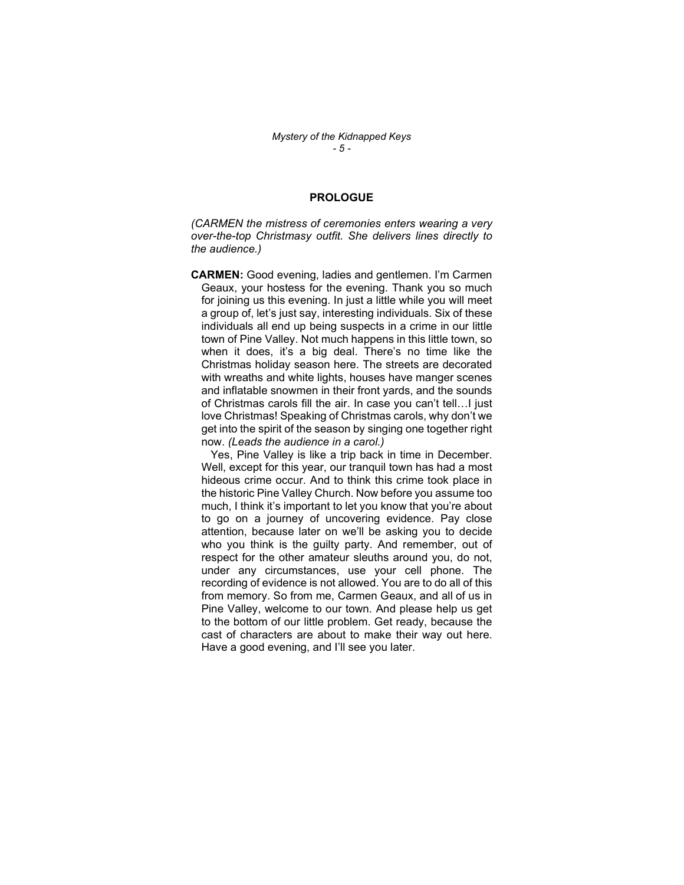## PROLOGUE

*(CARMEN the mistress of ceremonies enters wearing a very over-the-top Christmasy outfit. She delivers lines directly to the audience.)*

**CARMEN:** Good evening, ladies and gentlemen. I'm Carmen Geaux, your hostess for the evening. Thank you so much for joining us this evening. In just a little while you will meet a group of, let's just say, interesting individuals. Six of these individuals all end up being suspects in a crime in our little town of Pine Valley. Not much happens in this little town, so when it does, it's a big deal. There's no time like the Christmas holiday season here. The streets are decorated with wreaths and white lights, houses have manger scenes and inflatable snowmen in their front yards, and the sounds of Christmas carols fill the air. In case you can't tell…I just love Christmas! Speaking of Christmas carols, why don't we get into the spirit of the season by singing one together right now. *(Leads the audience in a carol.)*

Yes, Pine Valley is like a trip back in time in December. Well, except for this year, our tranquil town has had a most hideous crime occur. And to think this crime took place in the historic Pine Valley Church. Now before you assume too much, I think it's important to let you know that you're about to go on a journey of uncovering evidence. Pay close attention, because later on we'll be asking you to decide who you think is the guilty party. And remember, out of respect for the other amateur sleuths around you, do not, under any circumstances, use your cell phone. The recording of evidence is not allowed. You are to do all of this from memory. So from me, Carmen Geaux, and all of us in Pine Valley, welcome to our town. And please help us get to the bottom of our little problem. Get ready, because the cast of characters are about to make their way out here. Have a good evening, and I'll see you later.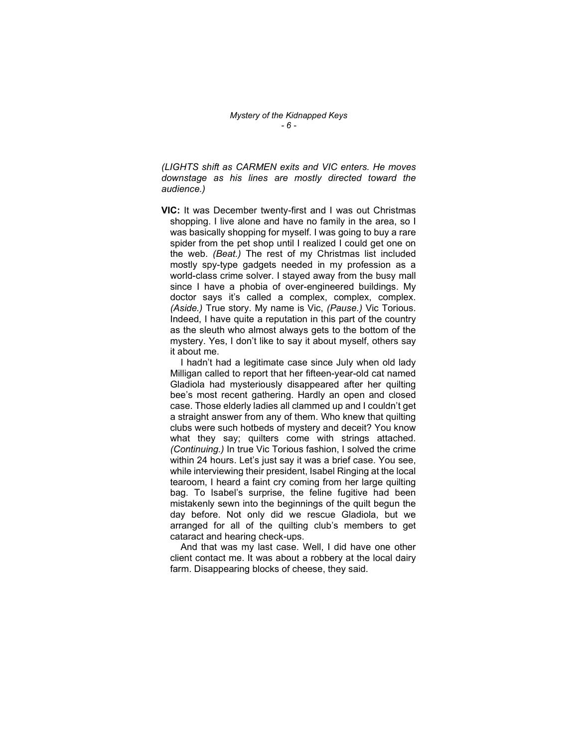*(LIGHTS shift as CARMEN exits and VIC enters. He moves downstage as his lines are mostly directed toward the audience.)*

**VIC:** It was December twenty-first and I was out Christmas shopping. I live alone and have no family in the area, so I was basically shopping for myself. I was going to buy a rare spider from the pet shop until I realized I could get one on the web. *(Beat.)* The rest of my Christmas list included mostly spy-type gadgets needed in my profession as a world-class crime solver. I stayed away from the busy mall since I have a phobia of over-engineered buildings. My doctor says it's called a complex, complex, complex. *(Aside.)* True story. My name is Vic, *(Pause.)* Vic Torious. Indeed, I have quite a reputation in this part of the country as the sleuth who almost always gets to the bottom of the mystery. Yes, I don't like to say it about myself, others say it about me.

I hadn't had a legitimate case since July when old lady Milligan called to report that her fifteen-year-old cat named Gladiola had mysteriously disappeared after her quilting bee's most recent gathering. Hardly an open and closed case. Those elderly ladies all clammed up and I couldn't get a straight answer from any of them. Who knew that quilting clubs were such hotbeds of mystery and deceit? You know what they say; quilters come with strings attached. *(Continuing.)* In true Vic Torious fashion, I solved the crime within 24 hours. Let's just say it was a brief case. You see, while interviewing their president, Isabel Ringing at the local tearoom, I heard a faint cry coming from her large quilting bag. To Isabel's surprise, the feline fugitive had been mistakenly sewn into the beginnings of the quilt begun the day before. Not only did we rescue Gladiola, but we arranged for all of the quilting club's members to get cataract and hearing check-ups.

And that was my last case. Well, I did have one other client contact me. It was about a robbery at the local dairy farm. Disappearing blocks of cheese, they said.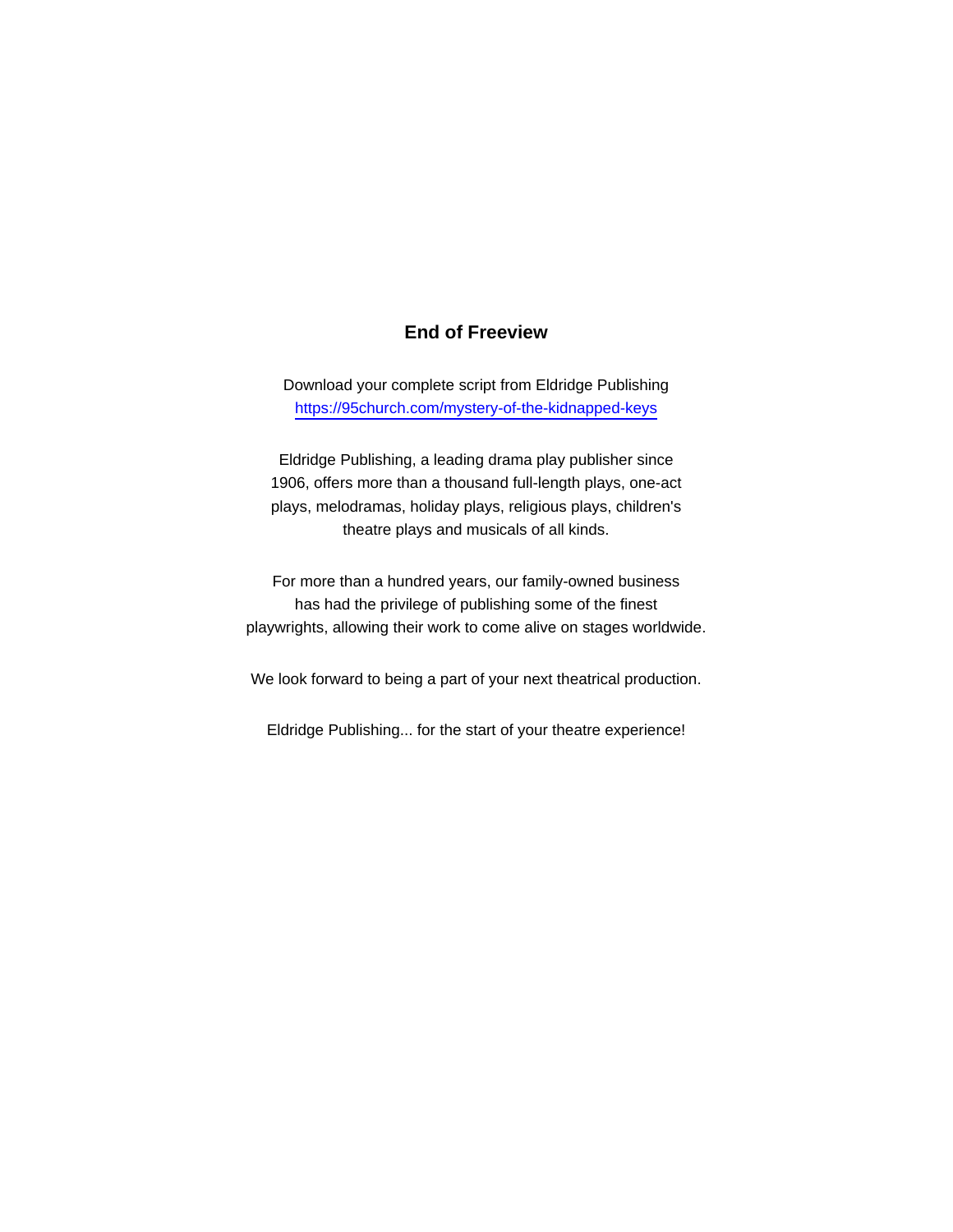## End of Freeview

Download your complete script from Eldridge Publishing
[https://95church.com/mystery-of-the-kidnapped-keys](https://95church.com/mystery-of-the-kidnapped-keys)

Eldridge Publishing, a leading drama play publisher since 1906, offers more than a thousand full-length plays, one-act plays, melodramas, holiday plays, religious plays, children's theatre plays and musicals of all kinds.

For more than a hundred years, our family-owned business has had the privilege of publishing some of the finest playwrights, allowing their work to come alive on stages worldwide.

We look forward to being a part of your next theatrical production.

Eldridge Publishing... for the start of your theatre experience!